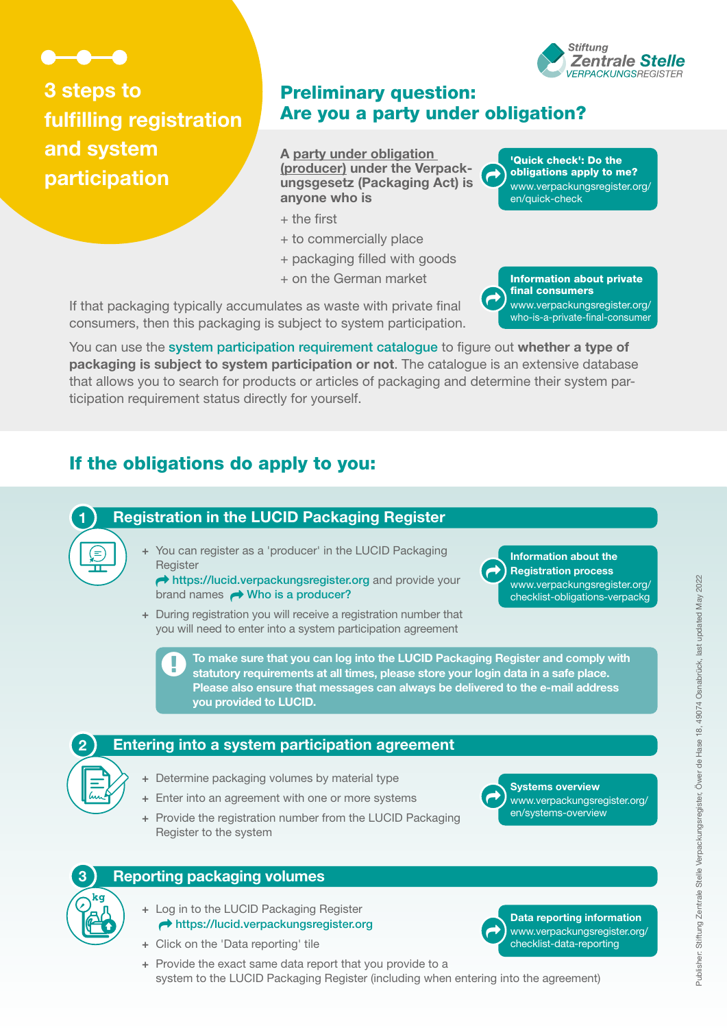Stiftung Zentrale Stelle VERPACKUNGSREGISTER

# 3 steps to fulfilling registration and system participation

## Preliminary question: Are you a party under obligation?

**A party under obligation (producer) under the Verpackungsgesetz (Packaging Act) is anyone who is**

+ the first
+ to commercially place
+ packaging filled with goods
+ on the German market

**'Quick check': Do the obligations apply to me?**
www.verpackungsregister.org/en/quick-check

If that packaging typically accumulates as waste with private final consumers, then this packaging is subject to system participation.

**Information about private final consumers**
www.verpackungsregister.org/who-is-a-private-final-consumer

You can use the system participation requirement catalogue to figure out **whether a type of packaging is subject to system participation or not**. The catalogue is an extensive database that allows you to search for products or articles of packaging and determine their system participation requirement status directly for yourself.

## If the obligations do apply to you:

### 1 Registration in the LUCID Packaging Register

+ You can register as a 'producer' in the LUCID Packaging Register https://lucid.verpackungsregister.org and provide your brand names Who is a producer?
+ During registration you will receive a registration number that you will need to enter into a system participation agreement

**Information about the Registration process**
www.verpackungsregister.org/checklist-obligations-verpackg

**To make sure that you can log into the LUCID Packaging Register and comply with statutory requirements at all times, please store your login data in a safe place. Please also ensure that messages can always be delivered to the e-mail address you provided to LUCID.**

### 2 Entering into a system participation agreement

+ Determine packaging volumes by material type
+ Enter into an agreement with one or more systems
+ Provide the registration number from the LUCID Packaging Register to the system

**Systems overview**
www.verpackungsregister.org/en/systems-overview

### 3 Reporting packaging volumes

+ Log in to the LUCID Packaging Register https://lucid.verpackungsregister.org
+ Click on the 'Data reporting' tile
+ Provide the exact same data report that you provide to a system to the LUCID Packaging Register (including when entering into the agreement)

**Data reporting information**
www.verpackungsregister.org/checklist-data-reporting

Publisher: Stiftung Zentrale Stelle Verpackungsregister, Öwer de Hase 18, 49074 Osnabrück, last updated May 2022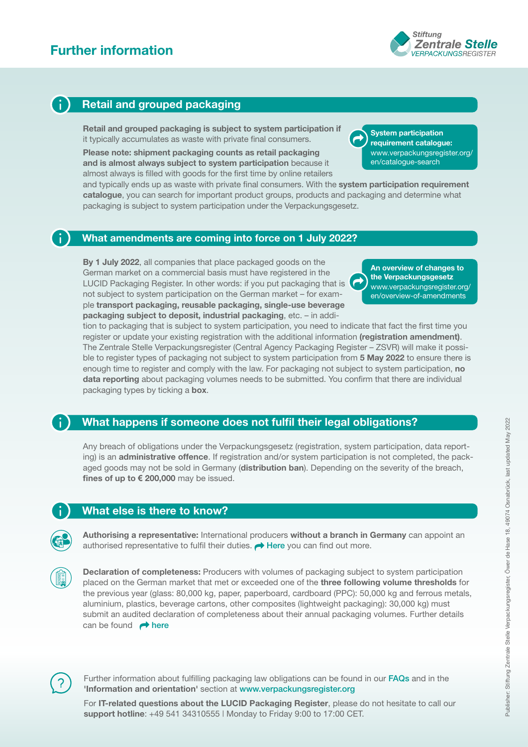# Further information

## Retail and grouped packaging

**Retail and grouped packaging is subject to system participation if** it typically accumulates as waste with private final consumers.

**Please note: shipment packaging counts as retail packaging and is almost always subject to system participation** because it almost always is filled with goods for the first time by online retailers and typically ends up as waste with private final consumers. With the **system participation requirement catalogue**, you can search for important product groups, products and packaging and determine what packaging is subject to system participation under the Verpackungsgesetz.

**System participation requirement catalogue:**
www.verpackungsregister.org/en/catalogue-search

## What amendments are coming into force on 1 July 2022?

**By 1 July 2022**, all companies that place packaged goods on the German market on a commercial basis must have registered in the LUCID Packaging Register. In other words: if you put packaging that is not subject to system participation on the German market – for example **transport packaging, reusable packaging, single-use beverage packaging subject to deposit, industrial packaging**, etc. – in addition to packaging that is subject to system participation, you need to indicate that fact the first time you register or update your existing registration with the additional information **(registration amendment)**. The Zentrale Stelle Verpackungsregister (Central Agency Packaging Register – ZSVR) will make it possible to register types of packaging not subject to system participation from **5 May 2022** to ensure there is enough time to register and comply with the law. For packaging not subject to system participation, **no data reporting** about packaging volumes needs to be submitted. You confirm that there are individual packaging types by ticking a **box**.

**An overview of changes to the Verpackungsgesetz**
www.verpackungsregister.org/en/overview-of-amendments

## What happens if someone does not fulfil their legal obligations?

Any breach of obligations under the Verpackungsgesetz (registration, system participation, data reporting) is an **administrative offence**. If registration and/or system participation is not completed, the packaged goods may not be sold in Germany (**distribution ban**). Depending on the severity of the breach, **fines of up to € 200,000** may be issued.

## What else is there to know?

**Authorising a representative:** International producers **without a branch in Germany** can appoint an authorised representative to fulfil their duties. Here you can find out more.

**Declaration of completeness:** Producers with volumes of packaging subject to system participation placed on the German market that met or exceeded one of the **three following volume thresholds** for the previous year (glass: 80,000 kg, paper, paperboard, cardboard (PPC): 50,000 kg and ferrous metals, aluminium, plastics, beverage cartons, other composites (lightweight packaging): 30,000 kg) must submit an audited declaration of completeness about their annual packaging volumes. Further details can be found here

Further information about fulfilling packaging law obligations can be found in our FAQs and in the **'Information and orientation'** section at www.verpackungsregister.org

For **IT-related questions about the LUCID Packaging Register**, please do not hesitate to call our **support hotline**: +49 541 34310555 | Monday to Friday 9:00 to 17:00 CET.

Publisher: Stiftung Zentrale Stelle Verpackungsregister, Öwer de Hase 18, 49074 Osnabrück, last updated May 2022